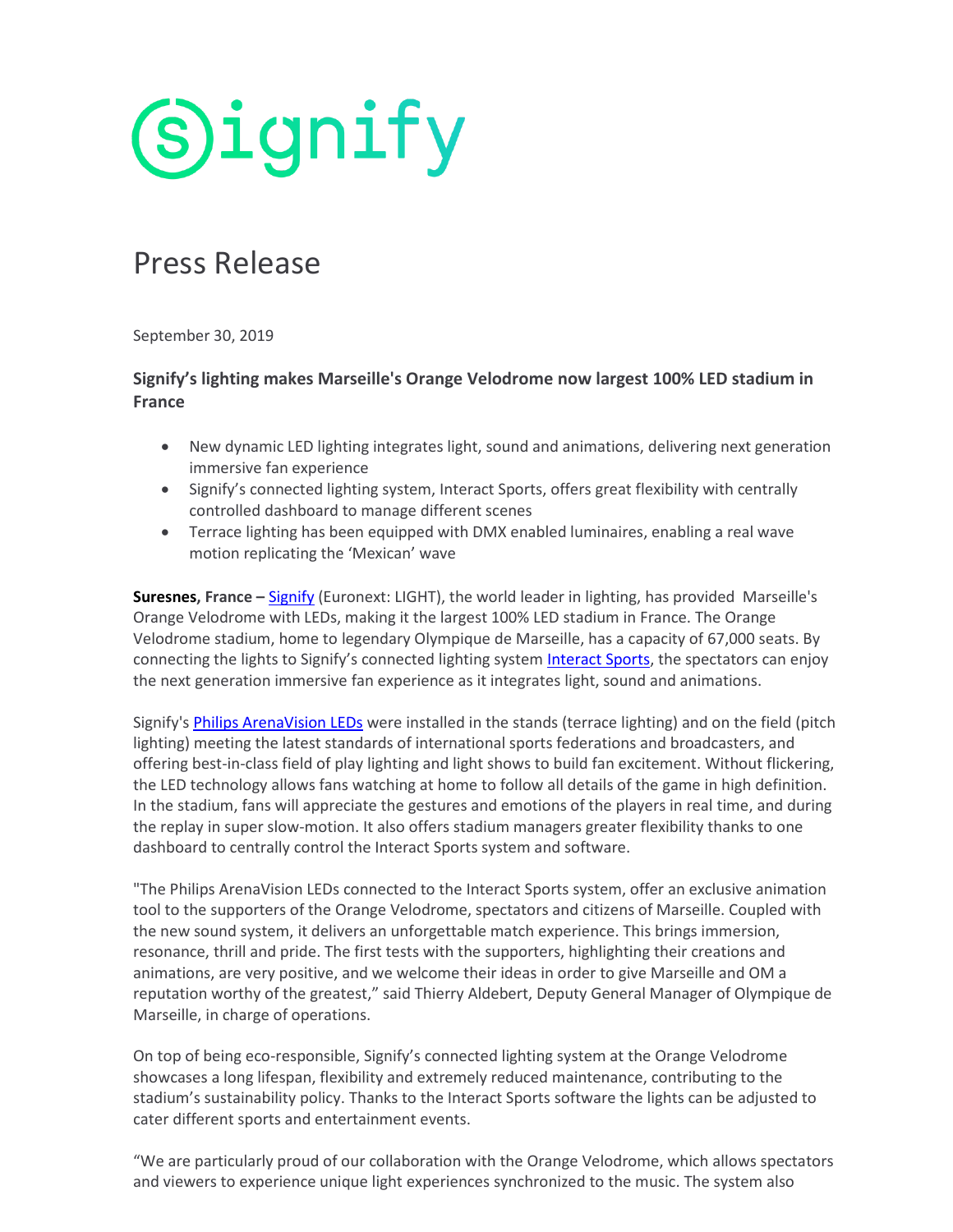signify

# Press Release

September 30, 2019

## Signify's lighting makes Marseille's Orange Velodrome now largest 100% LED stadium in France

- New dynamic LED lighting integrates light, sound and animations, delivering next generation immersive fan experience
- Signify's connected lighting system, Interact Sports, offers great flexibility with centrally controlled dashboard to manage different scenes
- Terrace lighting has been equipped with DMX enabled luminaires, enabling a real wave motion replicating the 'Mexican' wave

**Suresnes, France –** Signify (Euronext: LIGHT), the world leader in lighting, has provided Marseille's Orange Velodrome with LEDs, making it the largest 100% LED stadium in France. The Orange Velodrome stadium, home to legendary Olympique de Marseille, has a capacity of 67,000 seats. By connecting the lights to Signify's connected lighting system Interact Sports, the spectators can enjoy the next generation immersive fan experience as it integrates light, sound and animations.

Signify's Philips ArenaVision LEDs were installed in the stands (terrace lighting) and on the field (pitch lighting) meeting the latest standards of international sports federations and broadcasters, and offering best-in-class field of play lighting and light shows to build fan excitement. Without flickering, the LED technology allows fans watching at home to follow all details of the game in high definition. In the stadium, fans will appreciate the gestures and emotions of the players in real time, and during the replay in super slow-motion. It also offers stadium managers greater flexibility thanks to one dashboard to centrally control the Interact Sports system and software.

"The Philips ArenaVision LEDs connected to the Interact Sports system, offer an exclusive animation tool to the supporters of the Orange Velodrome, spectators and citizens of Marseille. Coupled with the new sound system, it delivers an unforgettable match experience. This brings immersion, resonance, thrill and pride. The first tests with the supporters, highlighting their creations and animations, are very positive, and we welcome their ideas in order to give Marseille and OM a reputation worthy of the greatest," said Thierry Aldebert, Deputy General Manager of Olympique de Marseille, in charge of operations.

On top of being eco-responsible, Signify's connected lighting system at the Orange Velodrome showcases a long lifespan, flexibility and extremely reduced maintenance, contributing to the stadium's sustainability policy. Thanks to the Interact Sports software the lights can be adjusted to cater different sports and entertainment events.

"We are particularly proud of our collaboration with the Orange Velodrome, which allows spectators and viewers to experience unique light experiences synchronized to the music. The system also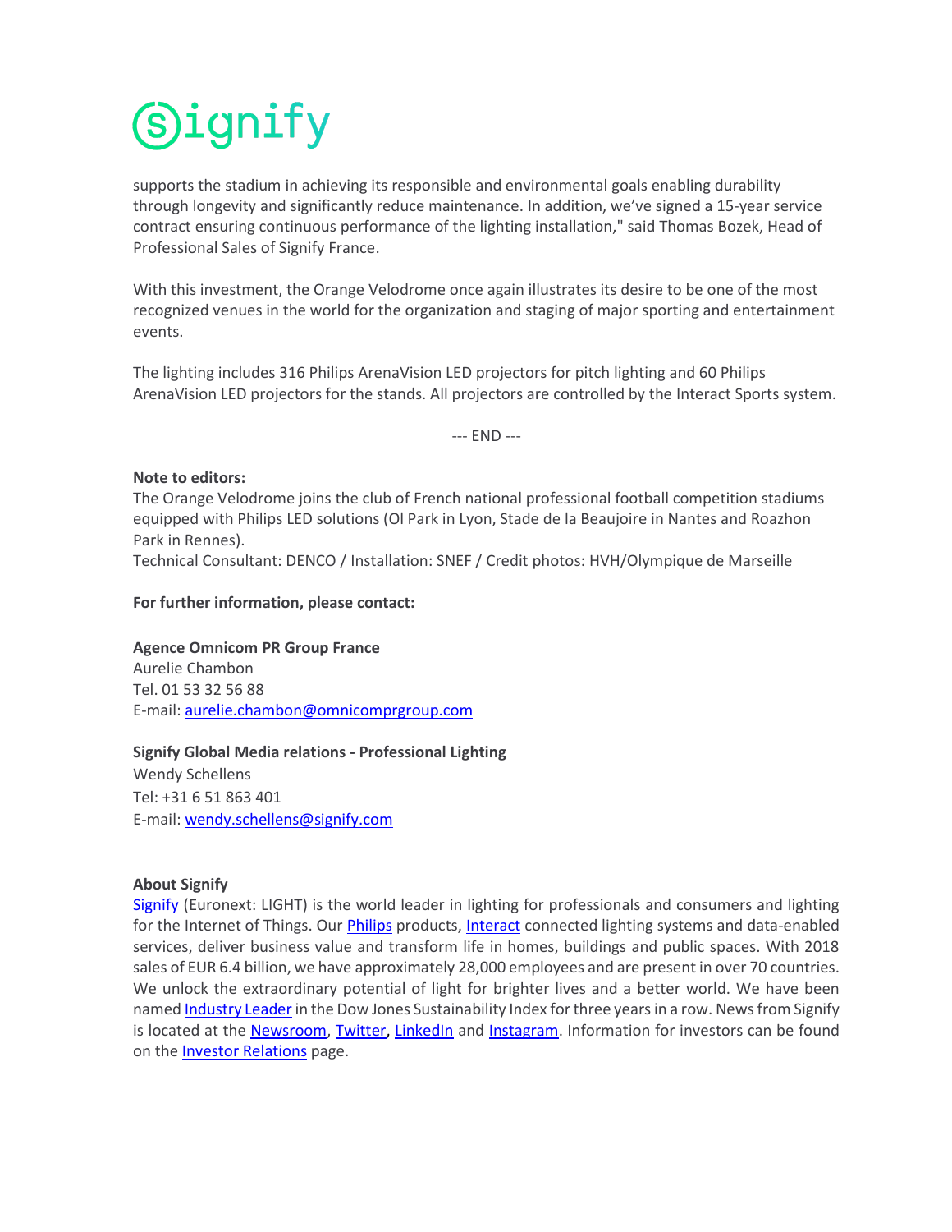supports the stadium in achieving its responsible and environmental goals enabling durability through longevity and significantly reduce maintenance. In addition, we've signed a 15-year service contract ensuring continuous performance of the lighting installation," said Thomas Bozek, Head of Professional Sales of Signify France.

With this investment, the Orange Velodrome once again illustrates its desire to be one of the most recognized venues in the world for the organization and staging of major sporting and entertainment events.

The lighting includes 316 Philips ArenaVision LED projectors for pitch lighting and 60 Philips ArenaVision LED projectors for the stands. All projectors are controlled by the Interact Sports system.

--- END ---

**Note to editors:**
The Orange Velodrome joins the club of French national professional football competition stadiums equipped with Philips LED solutions (Ol Park in Lyon, Stade de la Beaujoire in Nantes and Roazhon Park in Rennes).
Technical Consultant: DENCO / Installation: SNEF / Credit photos: HVH/Olympique de Marseille

**For further information, please contact:**

**Agence Omnicom PR Group France**
Aurelie Chambon
Tel. 01 53 32 56 88
E-mail: aurelie.chambon@omnicomprgroup.com

**Signify Global Media relations - Professional Lighting**
Wendy Schellens
Tel: +31 6 51 863 401
E-mail: wendy.schellens@signify.com

**About Signify**
Signify (Euronext: LIGHT) is the world leader in lighting for professionals and consumers and lighting for the Internet of Things. Our Philips products, Interact connected lighting systems and data-enabled services, deliver business value and transform life in homes, buildings and public spaces. With 2018 sales of EUR 6.4 billion, we have approximately 28,000 employees and are present in over 70 countries. We unlock the extraordinary potential of light for brighter lives and a better world. We have been named Industry Leader in the Dow Jones Sustainability Index for three years in a row. News from Signify is located at the Newsroom, Twitter, LinkedIn and Instagram. Information for investors can be found on the Investor Relations page.